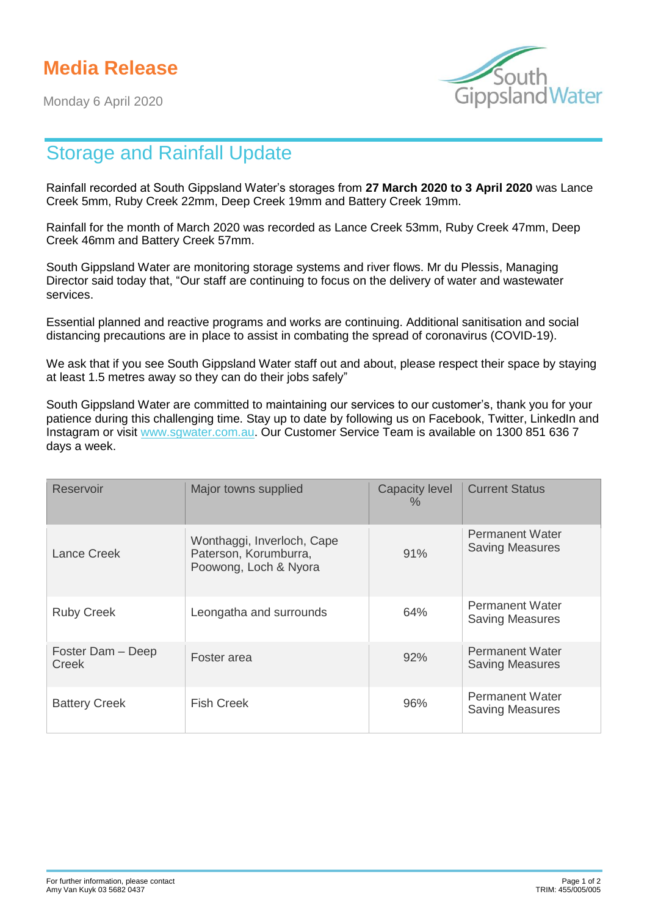# Media Release

Monday 6 April 2020

## Storage and Rainfall Update

Rainfall recorded at South Gippsland Water's storages from **27 March 2020 to 3 April 2020** was Lance Creek 5mm, Ruby Creek 22mm, Deep Creek 19mm and Battery Creek 19mm.

Rainfall for the month of March 2020 was recorded as Lance Creek 53mm, Ruby Creek 47mm, Deep Creek 46mm and Battery Creek 57mm.

South Gippsland Water are monitoring storage systems and river flows. Mr du Plessis, Managing Director said today that, "Our staff are continuing to focus on the delivery of water and wastewater services.

Essential planned and reactive programs and works are continuing. Additional sanitisation and social distancing precautions are in place to assist in combating the spread of coronavirus (COVID-19).

We ask that if you see South Gippsland Water staff out and about, please respect their space by staying at least 1.5 metres away so they can do their jobs safely"

South Gippsland Water are committed to maintaining our services to our customer's, thank you for your patience during this challenging time. Stay up to date by following us on Facebook, Twitter, LinkedIn and Instagram or visit www.sgwater.com.au. Our Customer Service Team is available on 1300 851 636 7 days a week.

| Reservoir | Major towns supplied | Capacity level % | Current Status |
|---|---|---|---|
| Lance Creek | Wonthaggi, Inverloch, Cape Paterson, Korumburra, Poowong, Loch & Nyora | 91% | Permanent Water Saving Measures |
| Ruby Creek | Leongatha and surrounds | 64% | Permanent Water Saving Measures |
| Foster Dam – Deep Creek | Foster area | 92% | Permanent Water Saving Measures |
| Battery Creek | Fish Creek | 96% | Permanent Water Saving Measures |

For further information, please contact
Amy Van Kuyk 03 5682 0437

TRIM: 455/005/005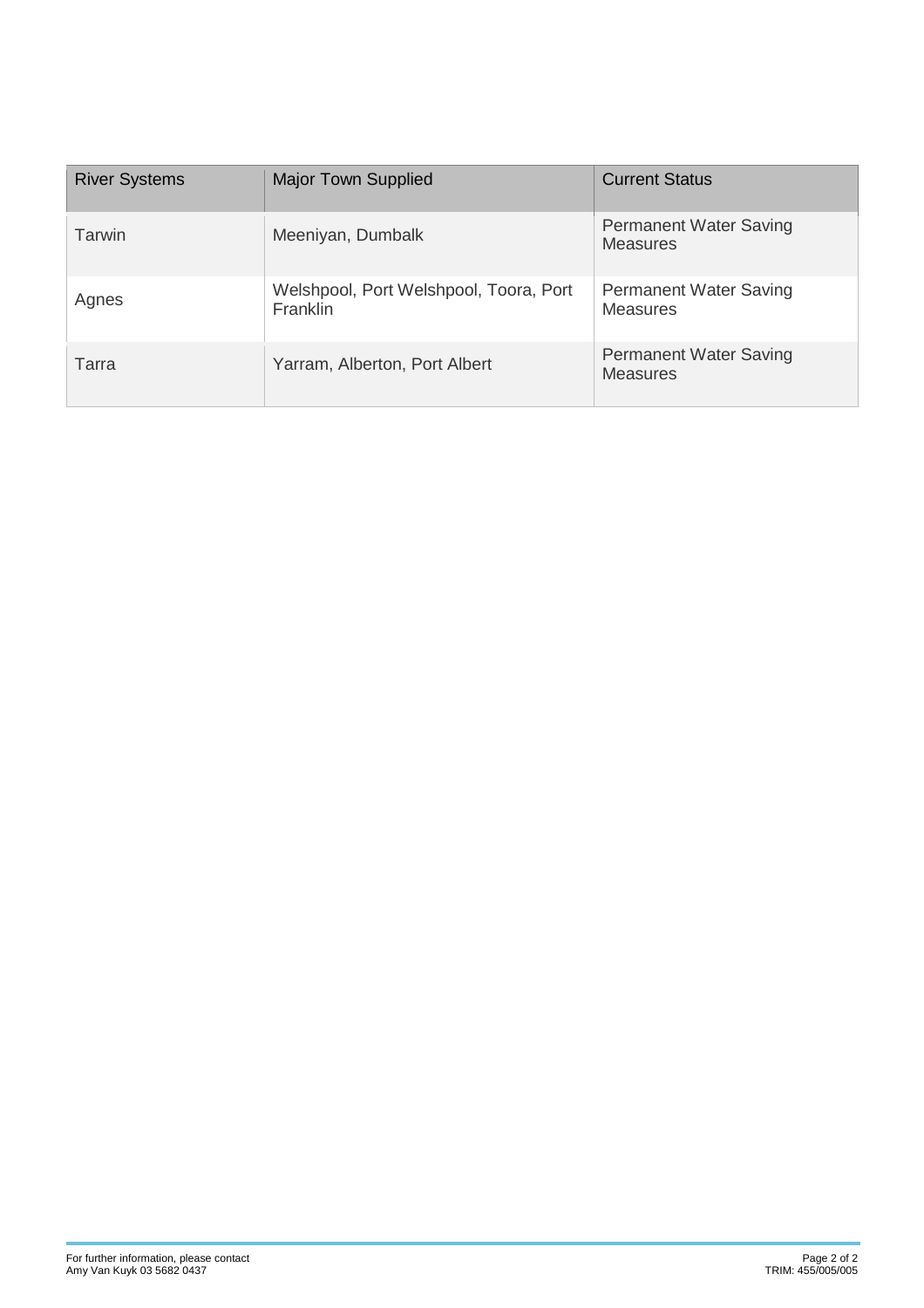| River Systems | Major Town Supplied | Current Status |
| --- | --- | --- |
| Tarwin | Meeniyan, Dumbalk | Permanent Water Saving Measures |
| Agnes | Welshpool, Port Welshpool, Toora, Port Franklin | Permanent Water Saving Measures |
| Tarra | Yarram, Alberton, Port Albert | Permanent Water Saving Measures |

For further information, please contact
Amy Van Kuyk 03 5682 0437

TRIM: 455/005/005